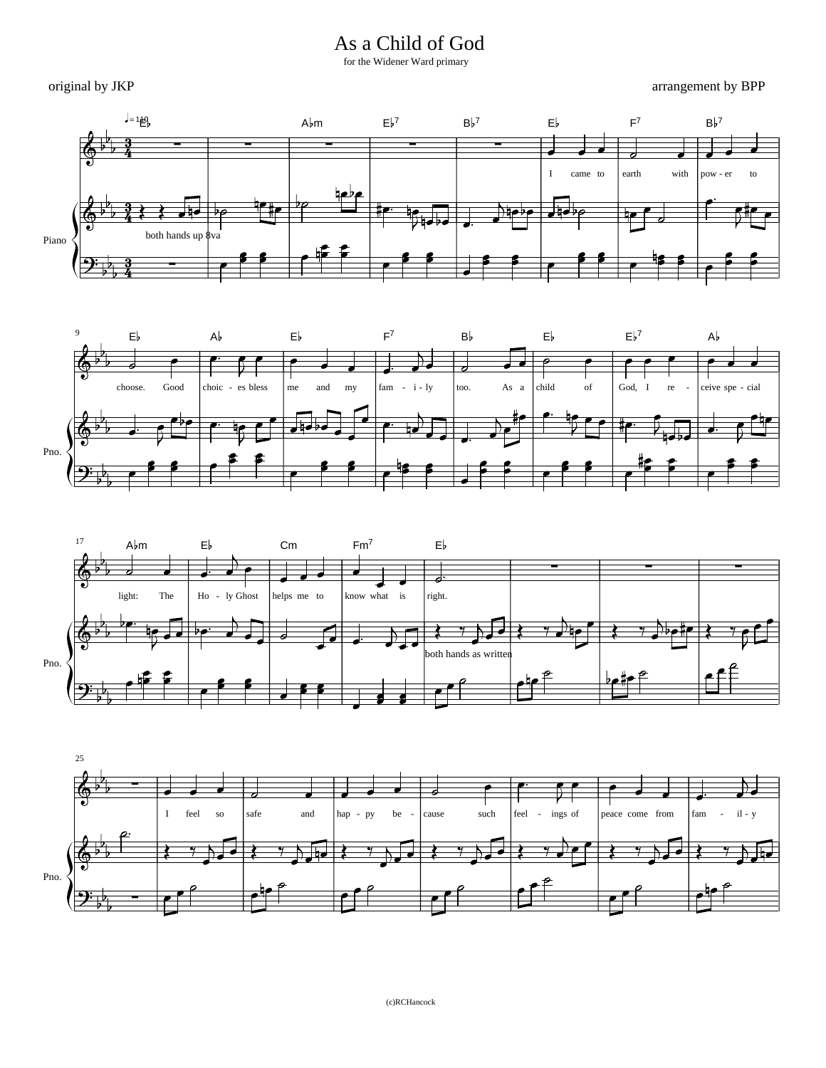# As a Child of God

for the Widener Ward primary

original by JKP

arrangement by BPP

♩= 110

E♭ A♭m E♭7 B♭7 E♭ F7 B♭7

I came to earth with pow - er to

both hands up 8va

Piano

9 E♭ A♭ E♭ F7 B♭ E♭ E♭7 A♭

choose. Good choic - es bless me and my fam - i - ly too. As a child of God, I re - ceive spe - cial

Pno.

17 A♭m E♭ Cm Fm7 E♭

light: The Ho - ly Ghost helps me to know what is right.

both hands as written

Pno.

25

I feel so safe and hap - py be - cause such feel - ings of peace come from fam - il - y

Pno.

(c)RCHancock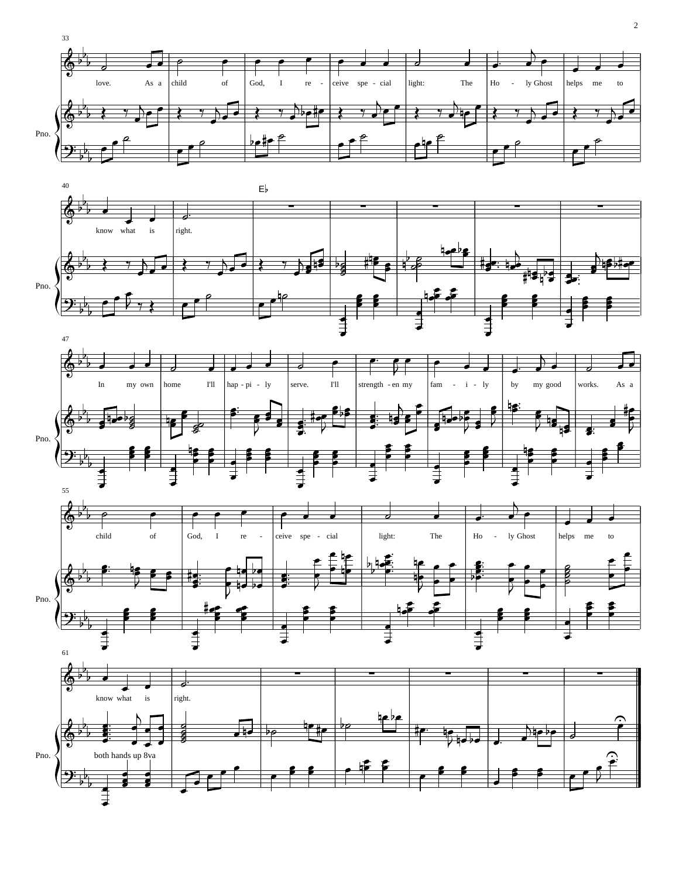33

love. As a child of God, I re - ceive spe - cial light: The Ho - ly Ghost helps me to

Pno.

40

E♭

know what is right.

Pno.

47

In my own home I'll hap - pi - ly serve. I'll strength - en my fam - i - ly by my good works. As a

Pno.

55

child of God, I re - ceive spe - cial light: The Ho - ly Ghost helps me to

Pno.

61

know what is right.

both hands up 8va

Pno.